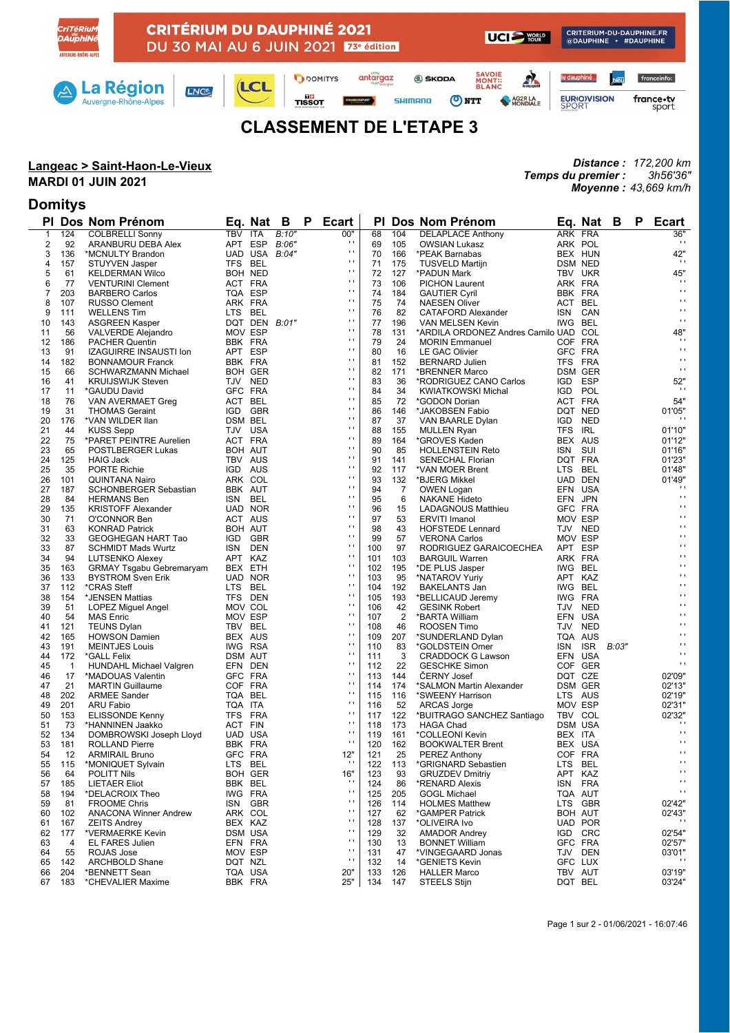CRITÉRIUM DU DAUPHINÉ 2021
DU 30 MAI AU 6 JUIN 2021 73e édition

CRITERIUM-DU-DAUPHINE.FR
@DAUPHINE • #DAUPHINE

# CLASSEMENT DE L'ETAPE 3

**Langeac > Saint-Haon-Le-Vieux**
**MARDI 01 JUIN 2021**

***Distance :*** *172,200 km*
***Temps du premier :*** *3h56'36"*
***Moyenne :*** *43,669 km/h*

## Domitys

| Pl | Dos | Nom Prénom | Eq. | Nat | B | P | Ecart |
|---|---|---|---|---|---|---|---|
| 1 | 124 | COLBRELLI Sonny | TBV | ITA | B:10" | | 00" |
| 2 | 92 | ARANBURU DEBA Alex | APT | ESP | B:06" | | '' |
| 3 | 136 | *MCNULTY Brandon | UAD | USA | B:04" | | '' |
| 4 | 157 | STUYVEN Jasper | TFS | BEL | | | '' |
| 5 | 61 | KELDERMAN Wilco | BOH | NED | | | '' |
| 6 | 77 | VENTURINI Clement | ACT | FRA | | | '' |
| 7 | 203 | BARBERO Carlos | TQA | ESP | | | '' |
| 8 | 107 | RUSSO Clement | ARK | FRA | | | '' |
| 9 | 111 | WELLENS Tim | LTS | BEL | | | '' |
| 10 | 143 | ASGREEN Kasper | DQT | DEN | B:01" | | '' |
| 11 | 56 | VALVERDE Alejandro | MOV | ESP | | | '' |
| 12 | 186 | PACHER Quentin | BBK | FRA | | | '' |
| 13 | 91 | IZAGUIRRE INSAUSTI Ion | APT | ESP | | | '' |
| 14 | 182 | BONNAMOUR Franck | BBK | FRA | | | '' |
| 15 | 66 | SCHWARZMANN Michael | BOH | GER | | | '' |
| 16 | 41 | KRUIJSWIJK Steven | TJV | NED | | | '' |
| 17 | 11 | *GAUDU David | GFC | FRA | | | '' |
| 18 | 76 | VAN AVERMAET Greg | ACT | BEL | | | '' |
| 19 | 31 | THOMAS Geraint | IGD | GBR | | | '' |
| 20 | 176 | *VAN WILDER Ilan | DSM | BEL | | | '' |
| 21 | 44 | KUSS Sepp | TJV | USA | | | '' |
| 22 | 75 | *PARET PEINTRE Aurelien | ACT | FRA | | | '' |
| 23 | 65 | POSTLBERGER Lukas | BOH | AUT | | | '' |
| 24 | 125 | HAIG Jack | TBV | AUS | | | '' |
| 25 | 35 | PORTE Richie | IGD | AUS | | | '' |
| 26 | 101 | QUINTANA Nairo | ARK | COL | | | '' |
| 27 | 187 | SCHONBERGER Sebastian | BBK | AUT | | | '' |
| 28 | 84 | HERMANS Ben | ISN | BEL | | | '' |
| 29 | 135 | KRISTOFF Alexander | UAD | NOR | | | '' |
| 30 | 71 | O'CONNOR Ben | ACT | AUS | | | '' |
| 31 | 63 | KONRAD Patrick | BOH | AUT | | | '' |
| 32 | 33 | GEOGHEGAN HART Tao | IGD | GBR | | | '' |
| 33 | 87 | SCHMIDT Mads Wurtz | ISN | DEN | | | '' |
| 34 | 94 | LUTSENKO Alexey | APT | KAZ | | | '' |
| 35 | 163 | GRMAY Tsgabu Gebremaryam | BEX | ETH | | | '' |
| 36 | 133 | BYSTROM Sven Erik | UAD | NOR | | | '' |
| 37 | 112 | *CRAS Steff | LTS | BEL | | | '' |
| 38 | 154 | *JENSEN Mattias | TFS | DEN | | | '' |
| 39 | 51 | LOPEZ Miguel Angel | MOV | COL | | | '' |
| 40 | 54 | MAS Enric | MOV | ESP | | | '' |
| 41 | 121 | TEUNS Dylan | TBV | BEL | | | '' |
| 42 | 165 | HOWSON Damien | BEX | AUS | | | '' |
| 43 | 191 | MEINTJES Louis | IWG | RSA | | | '' |
| 44 | 172 | *GALL Felix | DSM | AUT | | | '' |
| 45 | 1 | HUNDAHL Michael Valgren | EFN | DEN | | | '' |
| 46 | 17 | *MADOUAS Valentin | GFC | FRA | | | '' |
| 47 | 21 | MARTIN Guillaume | COF | FRA | | | '' |
| 48 | 202 | ARMEE Sander | TQA | BEL | | | '' |
| 49 | 201 | ARU Fabio | TQA | ITA | | | '' |
| 50 | 153 | ELISSONDE Kenny | TFS | FRA | | | '' |
| 51 | 73 | *HANNINEN Jaakko | ACT | FIN | | | '' |
| 52 | 134 | DOMBROWSKI Joseph Lloyd | UAD | USA | | | '' |
| 53 | 181 | ROLLAND Pierre | BBK | FRA | | | '' |
| 54 | 12 | ARMIRAIL Bruno | GFC | FRA | | | 12" |
| 55 | 115 | *MONIQUET Sylvain | LTS | BEL | | | '' |
| 56 | 64 | POLITT Nils | BOH | GER | | | 16" |
| 57 | 185 | LIETAER Eliot | BBK | BEL | | | '' |
| 58 | 194 | *DELACROIX Theo | IWG | FRA | | | '' |
| 59 | 81 | FROOME Chris | ISN | GBR | | | '' |
| 60 | 102 | ANACONA Winner Andrew | ARK | COL | | | '' |
| 61 | 167 | ZEITS Andrey | BEX | KAZ | | | '' |
| 62 | 177 | *VERMAERKE Kevin | DSM | USA | | | '' |
| 63 | 4 | EL FARES Julien | EFN | FRA | | | '' |
| 64 | 55 | ROJAS Jose | MOV | ESP | | | '' |
| 65 | 142 | ARCHBOLD Shane | DQT | NZL | | | '' |
| 66 | 204 | *BENNETT Sean | TQA | USA | | | 20" |
| 67 | 183 | *CHEVALIER Maxime | BBK | FRA | | | 25" |
| 68 | 104 | DELAPLACE Anthony | ARK | FRA | | | 36" |
| 69 | 105 | OWSIAN Lukasz | ARK | POL | | | '' |
| 70 | 166 | *PEAK Barnabas | BEX | HUN | | | 42" |
| 71 | 175 | TUSVELD Martijn | DSM | NED | | | '' |
| 72 | 127 | *PADUN Mark | TBV | UKR | | | 45" |
| 73 | 106 | PICHON Laurent | ARK | FRA | | | '' |
| 74 | 184 | GAUTIER Cyril | BBK | FRA | | | '' |
| 75 | 74 | NAESEN Oliver | ACT | BEL | | | '' |
| 76 | 82 | CATAFORD Alexander | ISN | CAN | | | '' |
| 77 | 196 | VAN MELSEN Kevin | IWG | BEL | | | '' |
| 78 | 131 | *ARDILA ORDONEZ Andres Camilo | UAD | COL | | | 48" |
| 79 | 24 | MORIN Emmanuel | COF | FRA | | | '' |
| 80 | 16 | LE GAC Olivier | GFC | FRA | | | '' |
| 81 | 152 | BERNARD Julien | TFS | FRA | | | '' |
| 82 | 171 | *BRENNER Marco | DSM | GER | | | '' |
| 83 | 36 | *RODRIGUEZ CANO Carlos | IGD | ESP | | | 52" |
| 84 | 34 | KWIATKOWSKI Michal | IGD | POL | | | '' |
| 85 | 72 | *GODON Dorian | ACT | FRA | | | 54" |
| 86 | 146 | *JAKOBSEN Fabio | DQT | NED | | | 01'05" |
| 87 | 37 | VAN BAARLE Dylan | IGD | NED | | | '' |
| 88 | 155 | MULLEN Ryan | TFS | IRL | | | 01'10" |
| 89 | 164 | *GROVES Kaden | BEX | AUS | | | 01'12" |
| 90 | 85 | HOLLENSTEIN Reto | ISN | SUI | | | 01'16" |
| 91 | 141 | SENECHAL Florian | DQT | FRA | | | 01'23" |
| 92 | 117 | *VAN MOER Brent | LTS | BEL | | | 01'48" |
| 93 | 132 | *BJERG Mikkel | UAD | DEN | | | 01'49" |
| 94 | 7 | OWEN Logan | EFN | USA | | | '' |
| 95 | 6 | NAKANE Hideto | EFN | JPN | | | '' |
| 96 | 15 | LADAGNOUS Matthieu | GFC | FRA | | | '' |
| 97 | 53 | ERVITI Imanol | MOV | ESP | | | '' |
| 98 | 43 | HOFSTEDE Lennard | TJV | NED | | | '' |
| 99 | 57 | VERONA Carlos | MOV | ESP | | | '' |
| 100 | 97 | RODRIGUEZ GARAICOECHEA | APT | ESP | | | '' |
| 101 | 103 | BARGUIL Warren | ARK | FRA | | | '' |
| 102 | 195 | *DE PLUS Jasper | IWG | BEL | | | '' |
| 103 | 95 | *NATAROV Yuriy | APT | KAZ | | | '' |
| 104 | 192 | BAKELANTS Jan | IWG | BEL | | | '' |
| 105 | 193 | *BELLICAUD Jeremy | IWG | FRA | | | '' |
| 106 | 42 | GESINK Robert | TJV | NED | | | '' |
| 107 | 2 | *BARTA William | EFN | USA | | | '' |
| 108 | 46 | ROOSEN Timo | TJV | NED | | | '' |
| 109 | 207 | *SUNDERLAND Dylan | TQA | AUS | | | '' |
| 110 | 83 | *GOLDSTEIN Omer | ISN | ISR | B:03" | | '' |
| 111 | 3 | CRADDOCK G Lawson | EFN | USA | | | '' |
| 112 | 22 | GESCHKE Simon | COF | GER | | | '' |
| 113 | 144 | ČERNY Josef | DQT | CZE | | | 02'09" |
| 114 | 174 | *SALMON Martin Alexander | DSM | GER | | | 02'13" |
| 115 | 116 | *SWEENY Harrison | LTS | AUS | | | 02'19" |
| 116 | 52 | ARCAS Jorge | MOV | ESP | | | 02'31" |
| 117 | 122 | *BUITRAGO SANCHEZ Santiago | TBV | COL | | | 02'32" |
| 118 | 173 | HAGA Chad | DSM | USA | | | '' |
| 119 | 161 | *COLLEONI Kevin | BEX | ITA | | | '' |
| 120 | 162 | BOOKWALTER Brent | BEX | USA | | | '' |
| 121 | 25 | PEREZ Anthony | COF | FRA | | | '' |
| 122 | 113 | *GRIGNARD Sebastien | LTS | BEL | | | '' |
| 123 | 93 | GRUZDEV Dmitriy | APT | KAZ | | | '' |
| 124 | 86 | *RENARD Alexis | ISN | FRA | | | '' |
| 125 | 205 | GOGL Michael | TQA | AUT | | | '' |
| 126 | 114 | HOLMES Matthew | LTS | GBR | | | 02'42" |
| 127 | 62 | *GAMPER Patrick | BOH | AUT | | | 02'43" |
| 128 | 137 | *OLIVEIRA Ivo | UAD | POR | | | '' |
| 129 | 32 | AMADOR Andrey | IGD | CRC | | | 02'54" |
| 130 | 13 | BONNET William | GFC | FRA | | | 02'57" |
| 131 | 47 | *VINGEGAARD Jonas | TJV | DEN | | | 03'01" |
| 132 | 14 | *GENIETS Kevin | GFC | LUX | | | '' |
| 133 | 126 | HALLER Marco | TBV | AUT | | | 03'19" |
| 134 | 147 | STEELS Stijn | DQT | BEL | | | 03'24" |

Page 1 sur 2 - 01/06/2021 - 16:07:46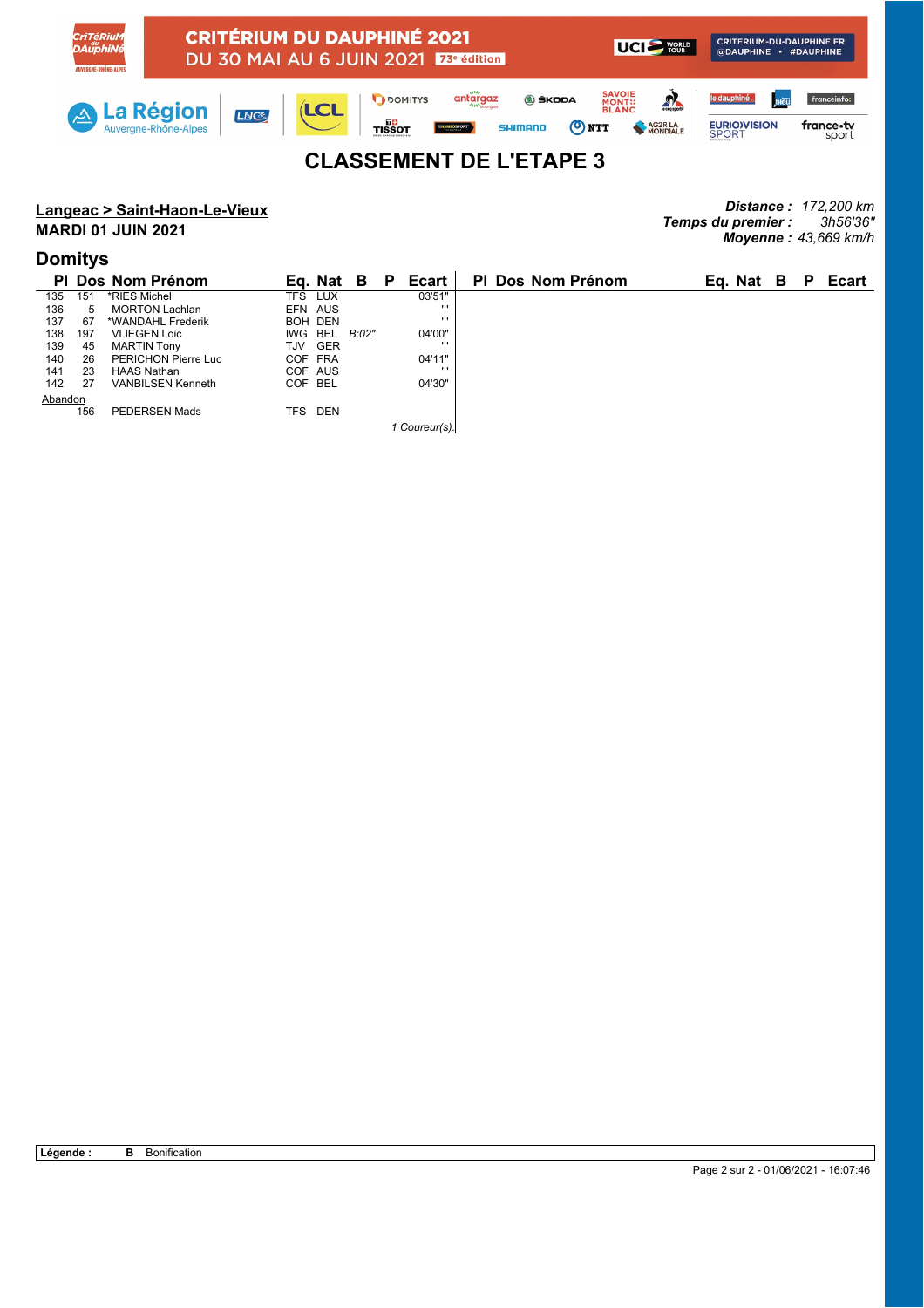# CLASSEMENT DE L'ETAPE 3

**Langeac > Saint-Haon-Le-Vieux**
**MARDI 01 JUIN 2021**

***Distance :*** *172,200 km*
***Temps du premier :*** *3h56'36"*
***Moyenne :*** *43,669 km/h*

## Domitys

| Pl | Dos | Nom Prénom | Eq. | Nat | B | P | Ecart |
|---|---|---|---|---|---|---|---|
| 135 | 151 | *RIES Michel | TFS | LUX | | | 03'51" |
| 136 | 5 | MORTON Lachlan | EFN | AUS | | | '' |
| 137 | 67 | *WANDAHL Frederik | BOH | DEN | | | '' |
| 138 | 197 | VLIEGEN Loic | IWG | BEL | B:02" | | 04'00" |
| 139 | 45 | MARTIN Tony | TJV | GER | | | '' |
| 140 | 26 | PERICHON Pierre Luc | COF | FRA | | | 04'11" |
| 141 | 23 | HAAS Nathan | COF | AUS | | | '' |
| 142 | 27 | VANBILSEN Kenneth | COF | BEL | | | 04'30" |
| Abandon | | | | | | | |
| | 156 | PEDERSEN Mads | TFS | DEN | | | |

*1 Coureur(s).*

**Légende :** **B** Bonification